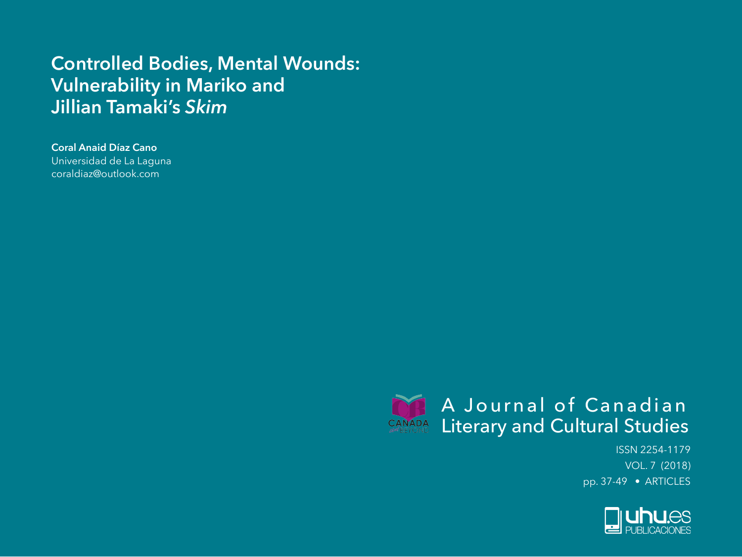# Controlled Bodies, Mental Wounds: Vulnerability in Mariko and Jillian Tamaki's *Skim*

**Coral Anaid Díaz Cano**
Universidad de La Laguna
coraldiaz@outlook.com

A Journal of Canadian Literary and Cultural Studies

ISSN 2254-1179
VOL. 7 (2018)
pp. 37-49 • ARTICLES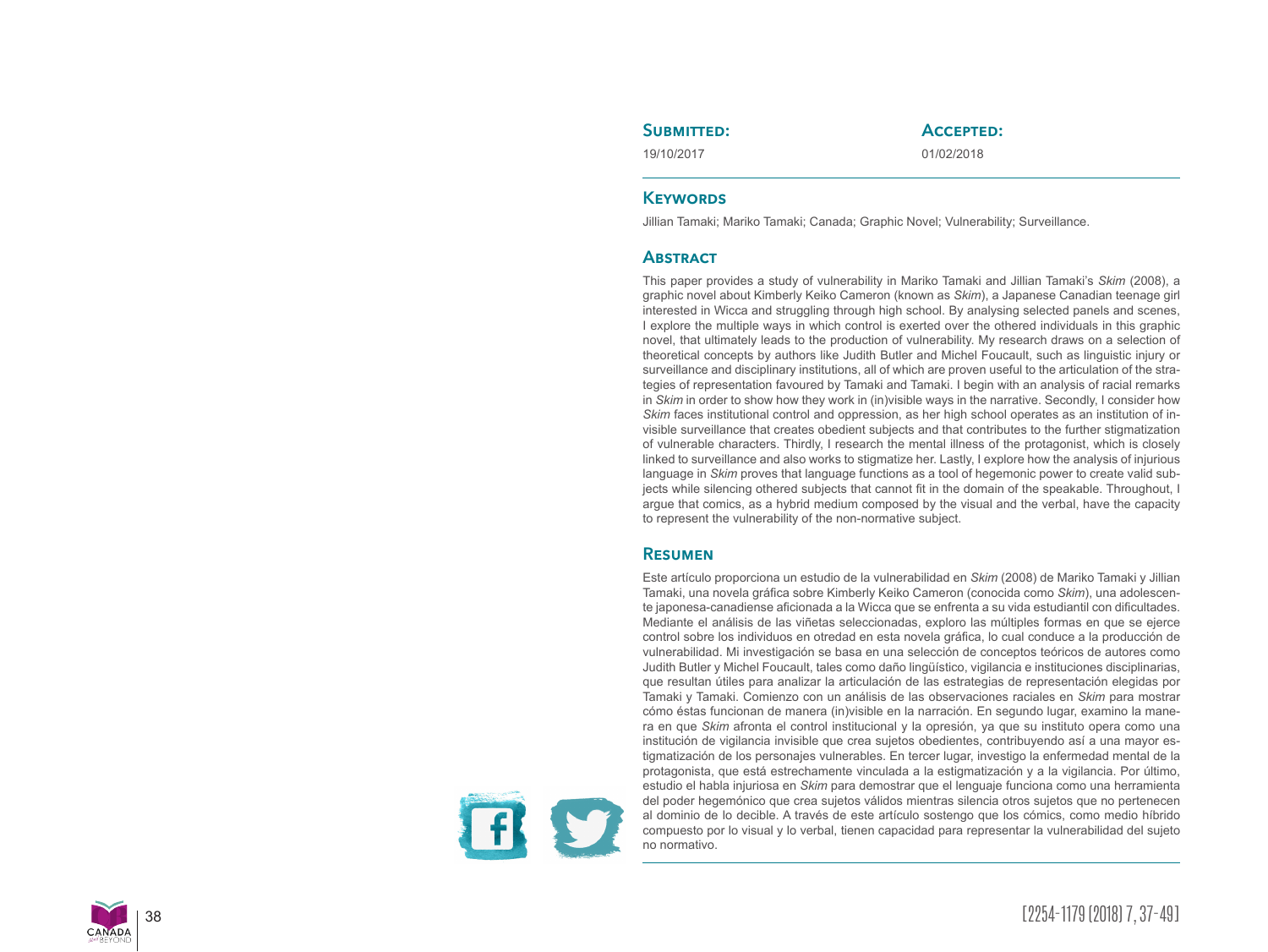**Submitted:**
19/10/2017

**Accepted:**
01/02/2018

## Keywords

Jillian Tamaki; Mariko Tamaki; Canada; Graphic Novel; Vulnerability; Surveillance.

## Abstract

This paper provides a study of vulnerability in Mariko Tamaki and Jillian Tamaki's *Skim* (2008), a graphic novel about Kimberly Keiko Cameron (known as *Skim*), a Japanese Canadian teenage girl interested in Wicca and struggling through high school. By analysing selected panels and scenes, I explore the multiple ways in which control is exerted over the othered individuals in this graphic novel, that ultimately leads to the production of vulnerability. My research draws on a selection of theoretical concepts by authors like Judith Butler and Michel Foucault, such as linguistic injury or surveillance and disciplinary institutions, all of which are proven useful to the articulation of the strategies of representation favoured by Tamaki and Tamaki. I begin with an analysis of racial remarks in *Skim* in order to show how they work in (in)visible ways in the narrative. Secondly, I consider how *Skim* faces institutional control and oppression, as her high school operates as an institution of invisible surveillance that creates obedient subjects and that contributes to the further stigmatization of vulnerable characters. Thirdly, I research the mental illness of the protagonist, which is closely linked to surveillance and also works to stigmatize her. Lastly, I explore how the analysis of injurious language in *Skim* proves that language functions as a tool of hegemonic power to create valid subjects while silencing othered subjects that cannot fit in the domain of the speakable. Throughout, I argue that comics, as a hybrid medium composed by the visual and the verbal, have the capacity to represent the vulnerability of the non-normative subject.

## Resumen

Este artículo proporciona un estudio de la vulnerabilidad en *Skim* (2008) de Mariko Tamaki y Jillian Tamaki, una novela gráfica sobre Kimberly Keiko Cameron (conocida como *Skim*), una adolescente japonesa-canadiense aficionada a la Wicca que se enfrenta a su vida estudiantil con dificultades. Mediante el análisis de las viñetas seleccionadas, exploro las múltiples formas en que se ejerce control sobre los individuos en otredad en esta novela gráfica, lo cual conduce a la producción de vulnerabilidad. Mi investigación se basa en una selección de conceptos teóricos de autores como Judith Butler y Michel Foucault, tales como daño lingüístico, vigilancia e instituciones disciplinarias, que resultan útiles para analizar la articulación de las estrategias de representación elegidas por Tamaki y Tamaki. Comienzo con un análisis de las observaciones raciales en *Skim* para mostrar cómo éstas funcionan de manera (in)visible en la narración. En segundo lugar, examino la manera en que *Skim* afronta el control institucional y la opresión, ya que su instituto opera como una institución de vigilancia invisible que crea sujetos obedientes, contribuyendo así a una mayor estigmatización de los personajes vulnerables. En tercer lugar, investigo la enfermedad mental de la protagonista, que está estrechamente vinculada a la estigmatización y a la vigilancia. Por último, estudio el habla injuriosa en *Skim* para demostrar que el lenguaje funciona como una herramienta del poder hegemónico que crea sujetos válidos mientras silencia otros sujetos que no pertenecen al dominio de lo decible. A través de este artículo sostengo que los cómics, como medio híbrido compuesto por lo visual y lo verbal, tienen capacidad para representar la vulnerabilidad del sujeto no normativo.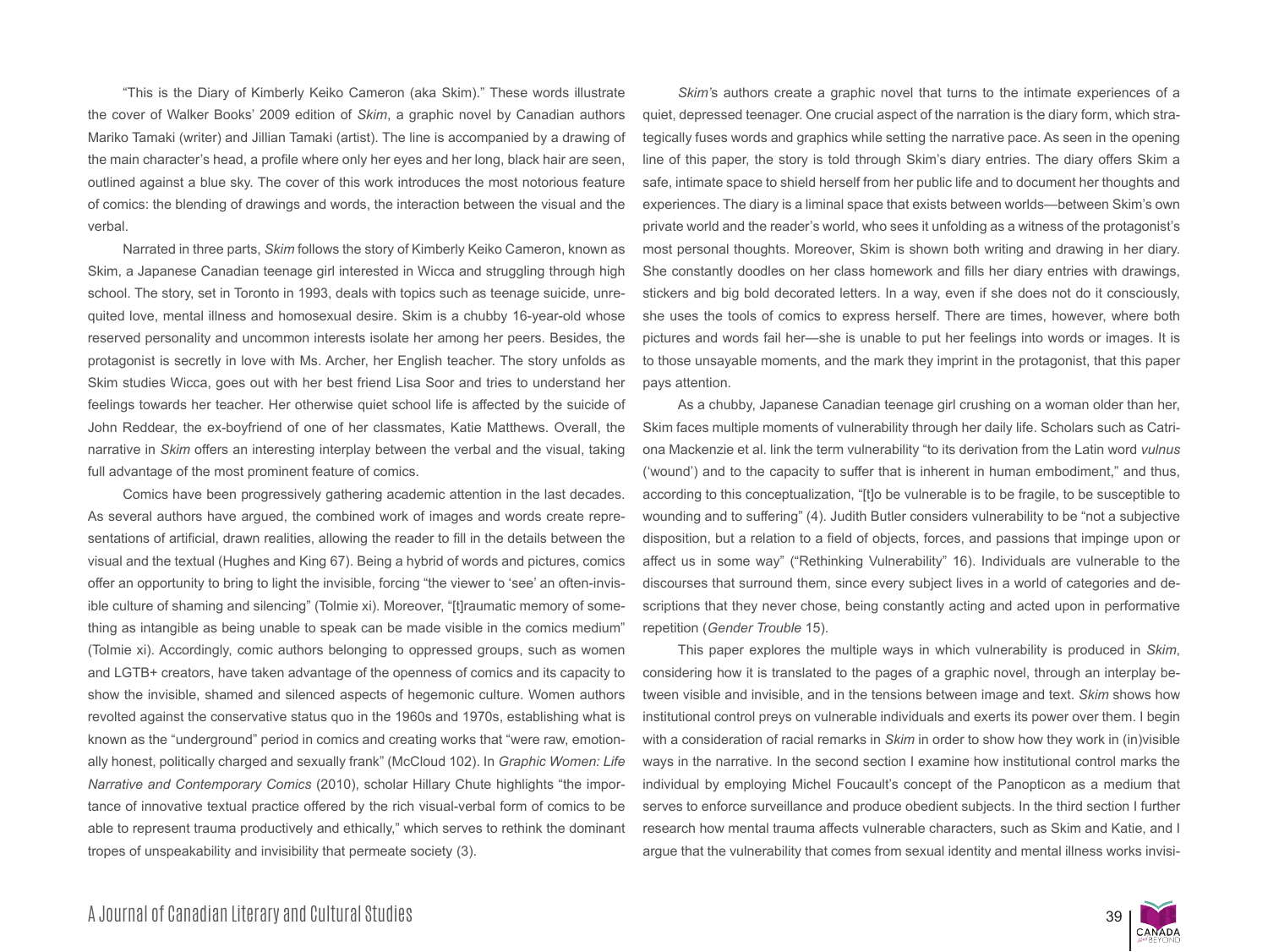"This is the Diary of Kimberly Keiko Cameron (aka Skim)." These words illustrate the cover of Walker Books' 2009 edition of *Skim*, a graphic novel by Canadian authors Mariko Tamaki (writer) and Jillian Tamaki (artist). The line is accompanied by a drawing of the main character's head, a profile where only her eyes and her long, black hair are seen, outlined against a blue sky. The cover of this work introduces the most notorious feature of comics: the blending of drawings and words, the interaction between the visual and the verbal.

Narrated in three parts, *Skim* follows the story of Kimberly Keiko Cameron, known as Skim, a Japanese Canadian teenage girl interested in Wicca and struggling through high school. The story, set in Toronto in 1993, deals with topics such as teenage suicide, unrequited love, mental illness and homosexual desire. Skim is a chubby 16-year-old whose reserved personality and uncommon interests isolate her among her peers. Besides, the protagonist is secretly in love with Ms. Archer, her English teacher. The story unfolds as Skim studies Wicca, goes out with her best friend Lisa Soor and tries to understand her feelings towards her teacher. Her otherwise quiet school life is affected by the suicide of John Reddear, the ex-boyfriend of one of her classmates, Katie Matthews. Overall, the narrative in *Skim* offers an interesting interplay between the verbal and the visual, taking full advantage of the most prominent feature of comics.

Comics have been progressively gathering academic attention in the last decades. As several authors have argued, the combined work of images and words create representations of artificial, drawn realities, allowing the reader to fill in the details between the visual and the textual (Hughes and King 67). Being a hybrid of words and pictures, comics offer an opportunity to bring to light the invisible, forcing "the viewer to 'see' an often-invisible culture of shaming and silencing" (Tolmie xi). Moreover, "[t]raumatic memory of something as intangible as being unable to speak can be made visible in the comics medium" (Tolmie xi). Accordingly, comic authors belonging to oppressed groups, such as women and LGTB+ creators, have taken advantage of the openness of comics and its capacity to show the invisible, shamed and silenced aspects of hegemonic culture. Women authors revolted against the conservative status quo in the 1960s and 1970s, establishing what is known as the "underground" period in comics and creating works that "were raw, emotionally honest, politically charged and sexually frank" (McCloud 102). In *Graphic Women: Life Narrative and Contemporary Comics* (2010), scholar Hillary Chute highlights "the importance of innovative textual practice offered by the rich visual-verbal form of comics to be able to represent trauma productively and ethically," which serves to rethink the dominant tropes of unspeakability and invisibility that permeate society (3).

*Skim*'s authors create a graphic novel that turns to the intimate experiences of a quiet, depressed teenager. One crucial aspect of the narration is the diary form, which strategically fuses words and graphics while setting the narrative pace. As seen in the opening line of this paper, the story is told through Skim's diary entries. The diary offers Skim a safe, intimate space to shield herself from her public life and to document her thoughts and experiences. The diary is a liminal space that exists between worlds—between Skim's own private world and the reader's world, who sees it unfolding as a witness of the protagonist's most personal thoughts. Moreover, Skim is shown both writing and drawing in her diary. She constantly doodles on her class homework and fills her diary entries with drawings, stickers and big bold decorated letters. In a way, even if she does not do it consciously, she uses the tools of comics to express herself. There are times, however, where both pictures and words fail her—she is unable to put her feelings into words or images. It is to those unsayable moments, and the mark they imprint in the protagonist, that this paper pays attention.

As a chubby, Japanese Canadian teenage girl crushing on a woman older than her, Skim faces multiple moments of vulnerability through her daily life. Scholars such as Catriona Mackenzie et al. link the term vulnerability "to its derivation from the Latin word *vulnus* ('wound') and to the capacity to suffer that is inherent in human embodiment," and thus, according to this conceptualization, "[t]o be vulnerable is to be fragile, to be susceptible to wounding and to suffering" (4). Judith Butler considers vulnerability to be "not a subjective disposition, but a relation to a field of objects, forces, and passions that impinge upon or affect us in some way" ("Rethinking Vulnerability" 16). Individuals are vulnerable to the discourses that surround them, since every subject lives in a world of categories and descriptions that they never chose, being constantly acting and acted upon in performative repetition (*Gender Trouble* 15).

This paper explores the multiple ways in which vulnerability is produced in *Skim*, considering how it is translated to the pages of a graphic novel, through an interplay between visible and invisible, and in the tensions between image and text. *Skim* shows how institutional control preys on vulnerable individuals and exerts its power over them. I begin with a consideration of racial remarks in *Skim* in order to show how they work in (in)visible ways in the narrative. In the second section I examine how institutional control marks the individual by employing Michel Foucault's concept of the Panopticon as a medium that serves to enforce surveillance and produce obedient subjects. In the third section I further research how mental trauma affects vulnerable characters, such as Skim and Katie, and I argue that the vulnerability that comes from sexual identity and mental illness works invisi-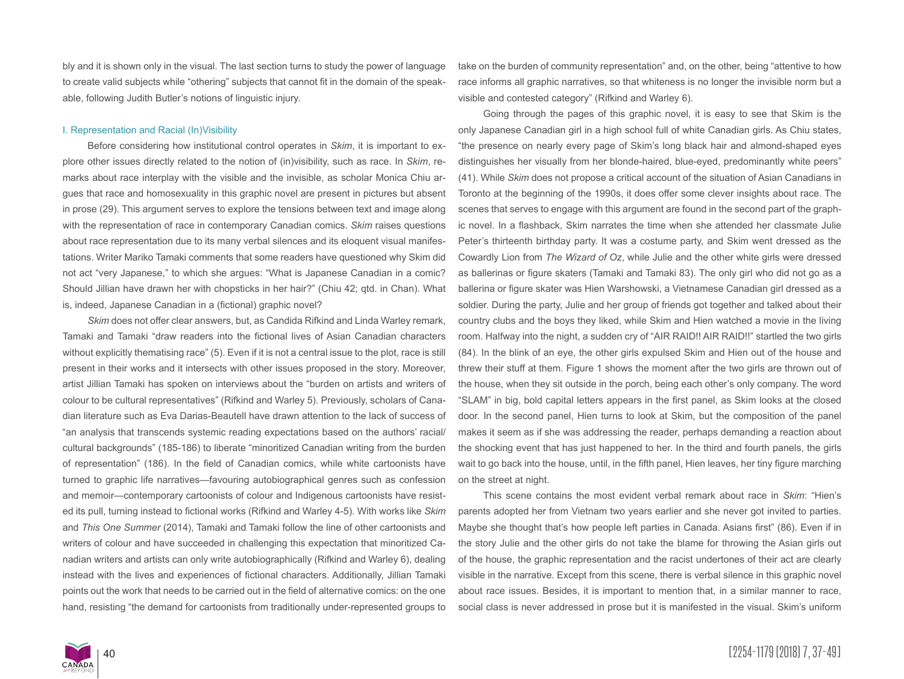bly and it is shown only in the visual. The last section turns to study the power of language to create valid subjects while "othering" subjects that cannot fit in the domain of the speakable, following Judith Butler's notions of linguistic injury.

### I. Representation and Racial (In)Visibility

Before considering how institutional control operates in *Skim*, it is important to explore other issues directly related to the notion of (in)visibility, such as race. In *Skim*, remarks about race interplay with the visible and the invisible, as scholar Monica Chiu argues that race and homosexuality in this graphic novel are present in pictures but absent in prose (29). This argument serves to explore the tensions between text and image along with the representation of race in contemporary Canadian comics. *Skim* raises questions about race representation due to its many verbal silences and its eloquent visual manifestations. Writer Mariko Tamaki comments that some readers have questioned why Skim did not act "very Japanese," to which she argues: "What is Japanese Canadian in a comic? Should Jillian have drawn her with chopsticks in her hair?" (Chiu 42; qtd. in Chan). What is, indeed, Japanese Canadian in a (fictional) graphic novel?

*Skim* does not offer clear answers, but, as Candida Rifkind and Linda Warley remark, Tamaki and Tamaki "draw readers into the fictional lives of Asian Canadian characters without explicitly thematising race" (5). Even if it is not a central issue to the plot, race is still present in their works and it intersects with other issues proposed in the story. Moreover, artist Jillian Tamaki has spoken on interviews about the "burden on artists and writers of colour to be cultural representatives" (Rifkind and Warley 5). Previously, scholars of Canadian literature such as Eva Darias-Beautell have drawn attention to the lack of success of "an analysis that transcends systemic reading expectations based on the authors' racial/cultural backgrounds" (185-186) to liberate "minoritized Canadian writing from the burden of representation" (186). In the field of Canadian comics, while white cartoonists have turned to graphic life narratives—favouring autobiographical genres such as confession and memoir—contemporary cartoonists of colour and Indigenous cartoonists have resisted its pull, turning instead to fictional works (Rifkind and Warley 4-5). With works like *Skim* and *This One Summer* (2014), Tamaki and Tamaki follow the line of other cartoonists and writers of colour and have succeeded in challenging this expectation that minoritized Canadian writers and artists can only write autobiographically (Rifkind and Warley 6), dealing instead with the lives and experiences of fictional characters. Additionally, Jillian Tamaki points out the work that needs to be carried out in the field of alternative comics: on the one hand, resisting "the demand for cartoonists from traditionally under-represented groups to take on the burden of community representation" and, on the other, being "attentive to how race informs all graphic narratives, so that whiteness is no longer the invisible norm but a visible and contested category" (Rifkind and Warley 6).

Going through the pages of this graphic novel, it is easy to see that Skim is the only Japanese Canadian girl in a high school full of white Canadian girls. As Chiu states, "the presence on nearly every page of Skim's long black hair and almond-shaped eyes distinguishes her visually from her blonde-haired, blue-eyed, predominantly white peers" (41). While *Skim* does not propose a critical account of the situation of Asian Canadians in Toronto at the beginning of the 1990s, it does offer some clever insights about race. The scenes that serves to engage with this argument are found in the second part of the graphic novel. In a flashback, Skim narrates the time when she attended her classmate Julie Peter's thirteenth birthday party. It was a costume party, and Skim went dressed as the Cowardly Lion from *The Wizard of Oz*, while Julie and the other white girls were dressed as ballerinas or figure skaters (Tamaki and Tamaki 83). The only girl who did not go as a ballerina or figure skater was Hien Warshowski, a Vietnamese Canadian girl dressed as a soldier. During the party, Julie and her group of friends got together and talked about their country clubs and the boys they liked, while Skim and Hien watched a movie in the living room. Halfway into the night, a sudden cry of "AIR RAID!! AIR RAID!!" startled the two girls (84). In the blink of an eye, the other girls expulsed Skim and Hien out of the house and threw their stuff at them. Figure 1 shows the moment after the two girls are thrown out of the house, when they sit outside in the porch, being each other's only company. The word "SLAM" in big, bold capital letters appears in the first panel, as Skim looks at the closed door. In the second panel, Hien turns to look at Skim, but the composition of the panel makes it seem as if she was addressing the reader, perhaps demanding a reaction about the shocking event that has just happened to her. In the third and fourth panels, the girls wait to go back into the house, until, in the fifth panel, Hien leaves, her tiny figure marching on the street at night.

This scene contains the most evident verbal remark about race in *Skim*: "Hien's parents adopted her from Vietnam two years earlier and she never got invited to parties. Maybe she thought that's how people left parties in Canada. Asians first" (86). Even if in the story Julie and the other girls do not take the blame for throwing the Asian girls out of the house, the graphic representation and the racist undertones of their act are clearly visible in the narrative. Except from this scene, there is verbal silence in this graphic novel about race issues. Besides, it is important to mention that, in a similar manner to race, social class is never addressed in prose but it is manifested in the visual. Skim's uniform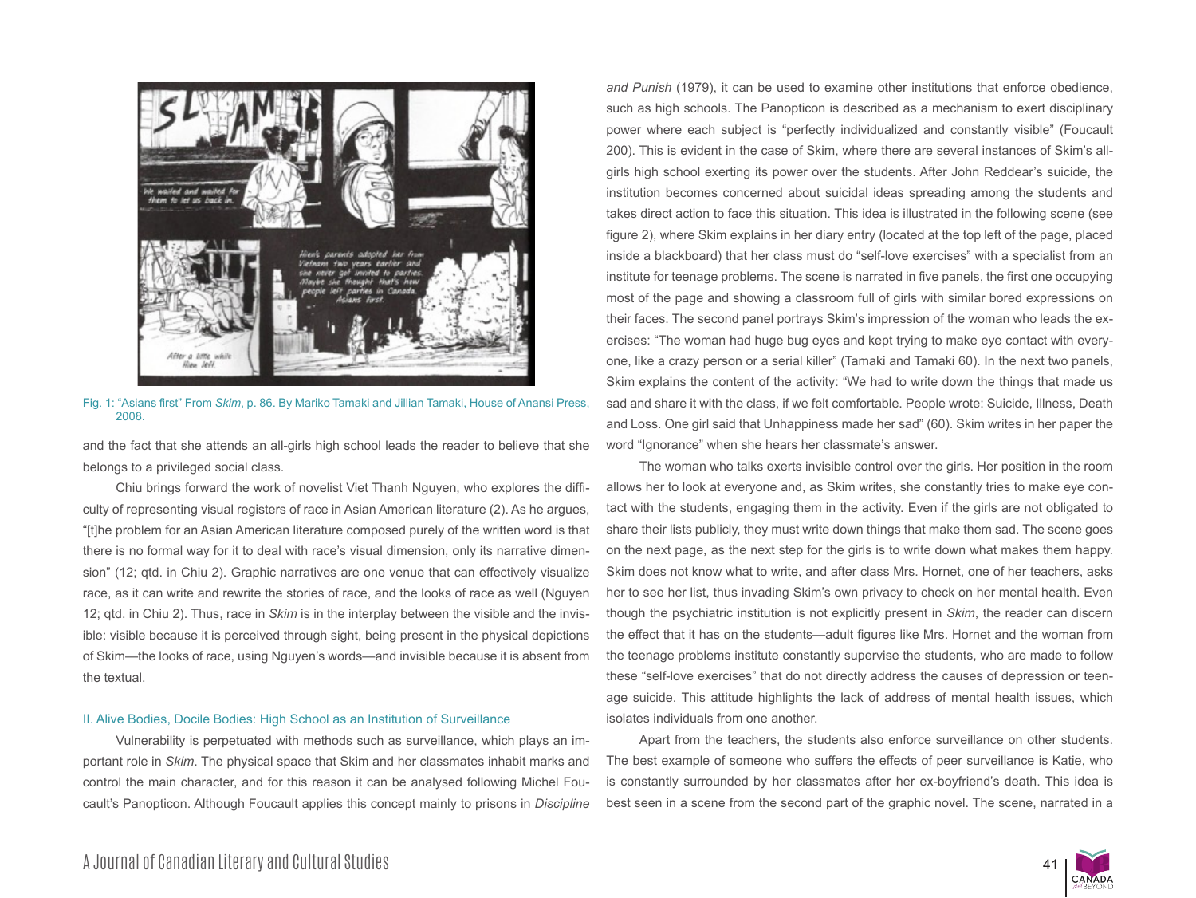Fig. 1: "Asians first" From *Skim*, p. 86. By Mariko Tamaki and Jillian Tamaki, House of Anansi Press, 2008.

and the fact that she attends an all-girls high school leads the reader to believe that she belongs to a privileged social class.

Chiu brings forward the work of novelist Viet Thanh Nguyen, who explores the difficulty of representing visual registers of race in Asian American literature (2). As he argues, "[t]he problem for an Asian American literature composed purely of the written word is that there is no formal way for it to deal with race's visual dimension, only its narrative dimension" (12; qtd. in Chiu 2). Graphic narratives are one venue that can effectively visualize race, as it can write and rewrite the stories of race, and the looks of race as well (Nguyen 12; qtd. in Chiu 2). Thus, race in *Skim* is in the interplay between the visible and the invisible: visible because it is perceived through sight, being present in the physical depictions of Skim—the looks of race, using Nguyen's words—and invisible because it is absent from the textual.

## II. Alive Bodies, Docile Bodies: High School as an Institution of Surveillance

Vulnerability is perpetuated with methods such as surveillance, which plays an important role in *Skim*. The physical space that Skim and her classmates inhabit marks and control the main character, and for this reason it can be analysed following Michel Foucault's Panopticon. Although Foucault applies this concept mainly to prisons in *Discipline and Punish* (1979), it can be used to examine other institutions that enforce obedience, such as high schools. The Panopticon is described as a mechanism to exert disciplinary power where each subject is "perfectly individualized and constantly visible" (Foucault 200). This is evident in the case of Skim, where there are several instances of Skim's all-girls high school exerting its power over the students. After John Reddear's suicide, the institution becomes concerned about suicidal ideas spreading among the students and takes direct action to face this situation. This idea is illustrated in the following scene (see figure 2), where Skim explains in her diary entry (located at the top left of the page, placed inside a blackboard) that her class must do "self-love exercises" with a specialist from an institute for teenage problems. The scene is narrated in five panels, the first one occupying most of the page and showing a classroom full of girls with similar bored expressions on their faces. The second panel portrays Skim's impression of the woman who leads the exercises: "The woman had huge bug eyes and kept trying to make eye contact with everyone, like a crazy person or a serial killer" (Tamaki and Tamaki 60). In the next two panels, Skim explains the content of the activity: "We had to write down the things that made us sad and share it with the class, if we felt comfortable. People wrote: Suicide, Illness, Death and Loss. One girl said that Unhappiness made her sad" (60). Skim writes in her paper the word "Ignorance" when she hears her classmate's answer.

The woman who talks exerts invisible control over the girls. Her position in the room allows her to look at everyone and, as Skim writes, she constantly tries to make eye contact with the students, engaging them in the activity. Even if the girls are not obligated to share their lists publicly, they must write down things that make them sad. The scene goes on the next page, as the next step for the girls is to write down what makes them happy. Skim does not know what to write, and after class Mrs. Hornet, one of her teachers, asks her to see her list, thus invading Skim's own privacy to check on her mental health. Even though the psychiatric institution is not explicitly present in *Skim*, the reader can discern the effect that it has on the students—adult figures like Mrs. Hornet and the woman from the teenage problems institute constantly supervise the students, who are made to follow these "self-love exercises" that do not directly address the causes of depression or teenage suicide. This attitude highlights the lack of address of mental health issues, which isolates individuals from one another.

Apart from the teachers, the students also enforce surveillance on other students. The best example of someone who suffers the effects of peer surveillance is Katie, who is constantly surrounded by her classmates after her ex-boyfriend's death. This idea is best seen in a scene from the second part of the graphic novel. The scene, narrated in a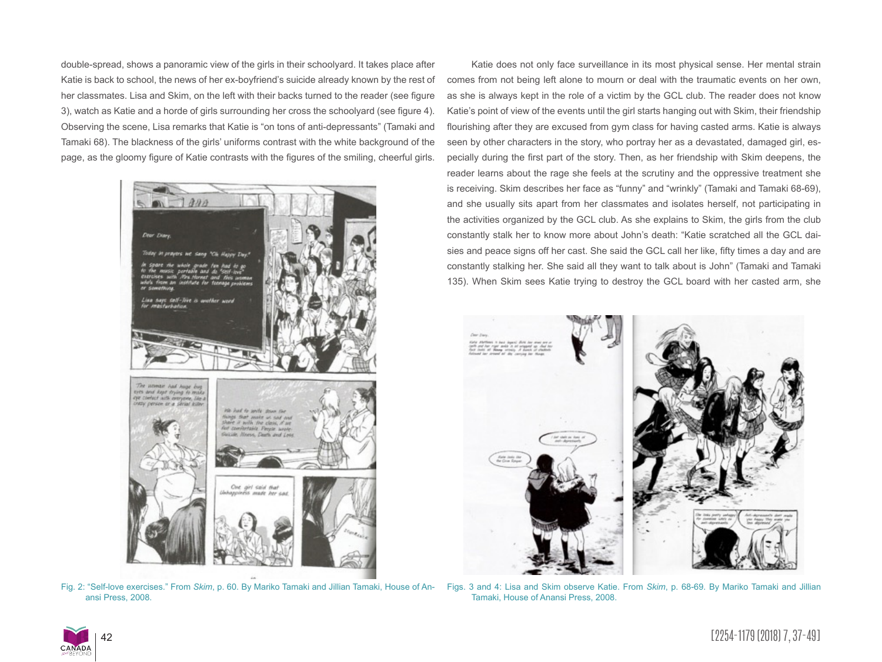double-spread, shows a panoramic view of the girls in their schoolyard. It takes place after Katie is back to school, the news of her ex-boyfriend's suicide already known by the rest of her classmates. Lisa and Skim, on the left with their backs turned to the reader (see figure 3), watch as Katie and a horde of girls surrounding her cross the schoolyard (see figure 4). Observing the scene, Lisa remarks that Katie is "on tons of anti-depressants" (Tamaki and Tamaki 68). The blackness of the girls' uniforms contrast with the white background of the page, as the gloomy figure of Katie contrasts with the figures of the smiling, cheerful girls.

Fig. 2: "Self-love exercises." From *Skim*, p. 60. By Mariko Tamaki and Jillian Tamaki, House of Anansi Press, 2008.

Katie does not only face surveillance in its most physical sense. Her mental strain comes from not being left alone to mourn or deal with the traumatic events on her own, as she is always kept in the role of a victim by the GCL club. The reader does not know Katie's point of view of the events until the girl starts hanging out with Skim, their friendship flourishing after they are excused from gym class for having casted arms. Katie is always seen by other characters in the story, who portray her as a devastated, damaged girl, especially during the first part of the story. Then, as her friendship with Skim deepens, the reader learns about the rage she feels at the scrutiny and the oppressive treatment she is receiving. Skim describes her face as "funny" and "wrinkly" (Tamaki and Tamaki 68-69), and she usually sits apart from her classmates and isolates herself, not participating in the activities organized by the GCL club. As she explains to Skim, the girls from the club constantly stalk her to know more about John's death: "Katie scratched all the GCL daisies and peace signs off her cast. She said the GCL call her like, fifty times a day and are constantly stalking her. She said all they want to talk about is John" (Tamaki and Tamaki 135). When Skim sees Katie trying to destroy the GCL board with her casted arm, she

Figs. 3 and 4: Lisa and Skim observe Katie. From *Skim*, p. 68-69. By Mariko Tamaki and Jillian Tamaki, House of Anansi Press, 2008.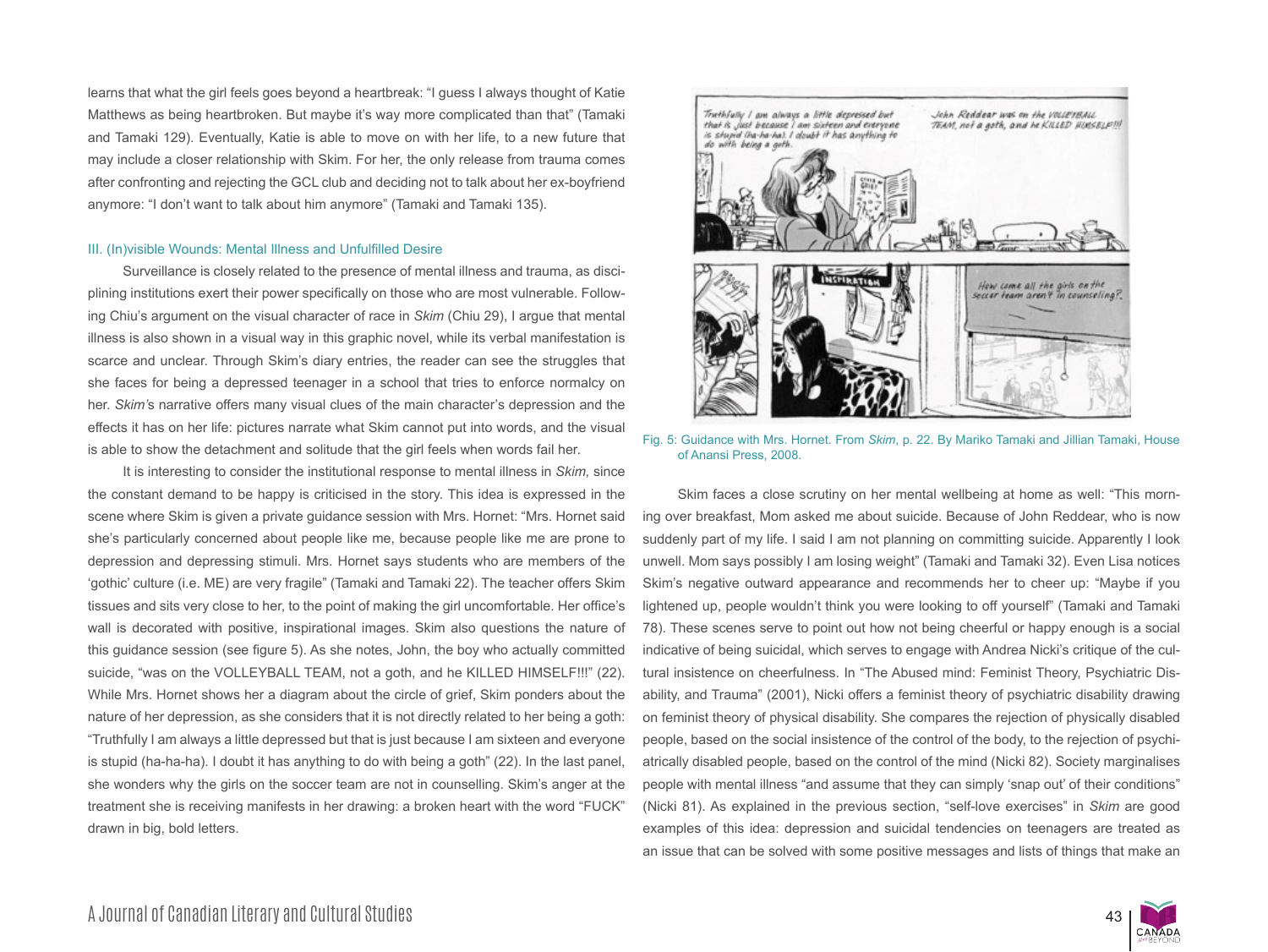learns that what the girl feels goes beyond a heartbreak: "I guess I always thought of Katie Matthews as being heartbroken. But maybe it's way more complicated than that" (Tamaki and Tamaki 129). Eventually, Katie is able to move on with her life, to a new future that may include a closer relationship with Skim. For her, the only release from trauma comes after confronting and rejecting the GCL club and deciding not to talk about her ex-boyfriend anymore: "I don't want to talk about him anymore" (Tamaki and Tamaki 135).

### III. (In)visible Wounds: Mental Illness and Unfulfilled Desire

Surveillance is closely related to the presence of mental illness and trauma, as disciplining institutions exert their power specifically on those who are most vulnerable. Following Chiu's argument on the visual character of race in *Skim* (Chiu 29), I argue that mental illness is also shown in a visual way in this graphic novel, while its verbal manifestation is scarce and unclear. Through Skim's diary entries, the reader can see the struggles that she faces for being a depressed teenager in a school that tries to enforce normalcy on her. *Skim's* narrative offers many visual clues of the main character's depression and the effects it has on her life: pictures narrate what Skim cannot put into words, and the visual is able to show the detachment and solitude that the girl feels when words fail her.

It is interesting to consider the institutional response to mental illness in *Skim,* since the constant demand to be happy is criticised in the story. This idea is expressed in the scene where Skim is given a private guidance session with Mrs. Hornet: "Mrs. Hornet said she's particularly concerned about people like me, because people like me are prone to depression and depressing stimuli. Mrs. Hornet says students who are members of the 'gothic' culture (i.e. ME) are very fragile" (Tamaki and Tamaki 22). The teacher offers Skim tissues and sits very close to her, to the point of making the girl uncomfortable. Her office's wall is decorated with positive, inspirational images. Skim also questions the nature of this guidance session (see figure 5). As she notes, John, the boy who actually committed suicide, "was on the VOLLEYBALL TEAM, not a goth, and he KILLED HIMSELF!!!" (22). While Mrs. Hornet shows her a diagram about the circle of grief, Skim ponders about the nature of her depression, as she considers that it is not directly related to her being a goth: "Truthfully I am always a little depressed but that is just because I am sixteen and everyone is stupid (ha-ha-ha). I doubt it has anything to do with being a goth" (22). In the last panel, she wonders why the girls on the soccer team are not in counselling. Skim's anger at the treatment she is receiving manifests in her drawing: a broken heart with the word "FUCK" drawn in big, bold letters.

Fig. 5: Guidance with Mrs. Hornet. From *Skim*, p. 22. By Mariko Tamaki and Jillian Tamaki, House of Anansi Press, 2008.

Skim faces a close scrutiny on her mental wellbeing at home as well: "This morning over breakfast, Mom asked me about suicide. Because of John Reddear, who is now suddenly part of my life. I said I am not planning on committing suicide. Apparently I look unwell. Mom says possibly I am losing weight" (Tamaki and Tamaki 32). Even Lisa notices Skim's negative outward appearance and recommends her to cheer up: "Maybe if you lightened up, people wouldn't think you were looking to off yourself" (Tamaki and Tamaki 78). These scenes serve to point out how not being cheerful or happy enough is a social indicative of being suicidal, which serves to engage with Andrea Nicki's critique of the cultural insistence on cheerfulness. In "The Abused mind: Feminist Theory, Psychiatric Disability, and Trauma" (2001), Nicki offers a feminist theory of psychiatric disability drawing on feminist theory of physical disability. She compares the rejection of physically disabled people, based on the social insistence of the control of the body, to the rejection of psychiatrically disabled people, based on the control of the mind (Nicki 82). Society marginalises people with mental illness "and assume that they can simply 'snap out' of their conditions" (Nicki 81). As explained in the previous section, "self-love exercises" in *Skim* are good examples of this idea: depression and suicidal tendencies on teenagers are treated as an issue that can be solved with some positive messages and lists of things that make an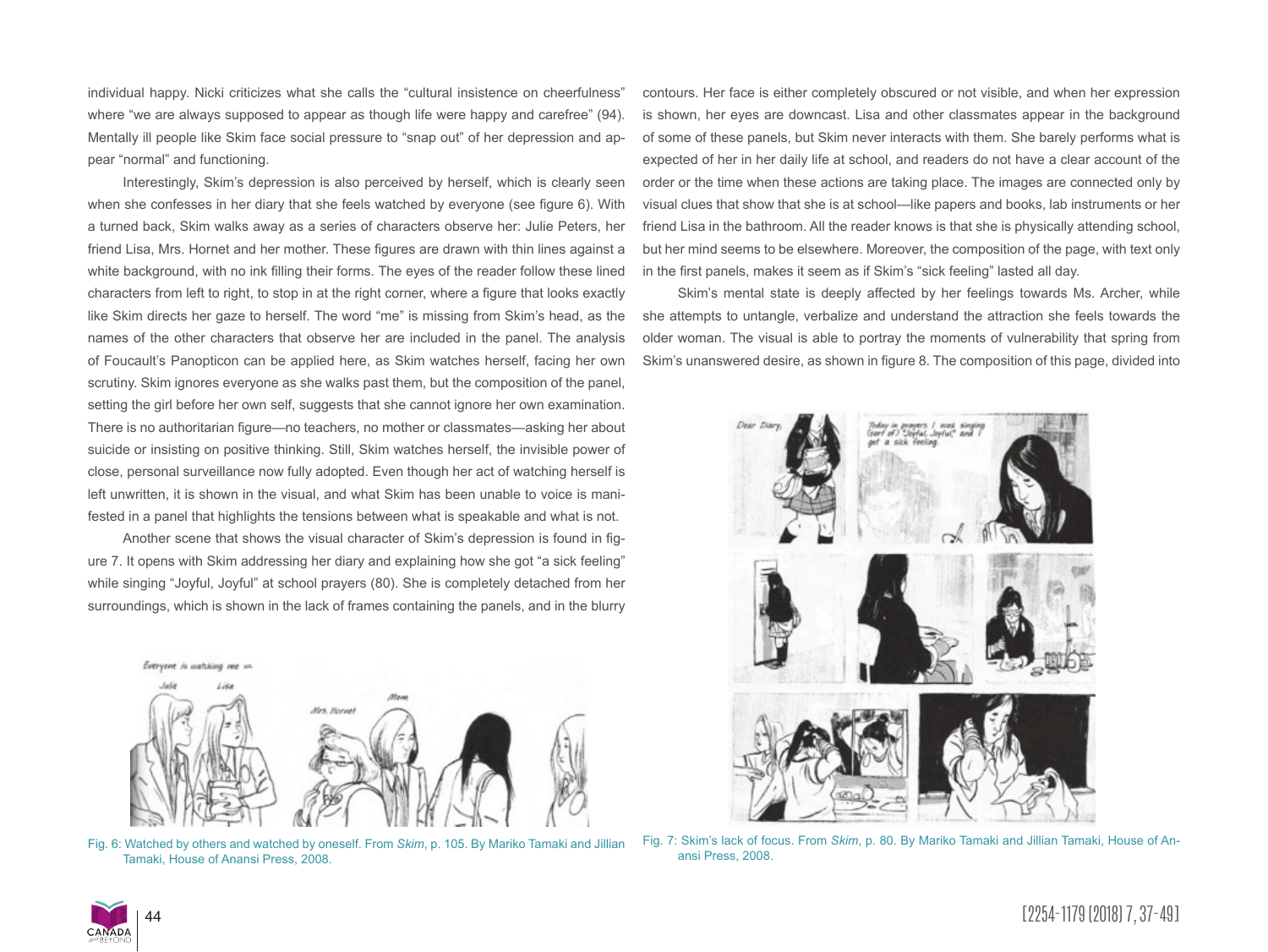individual happy. Nicki criticizes what she calls the "cultural insistence on cheerfulness" where "we are always supposed to appear as though life were happy and carefree" (94). Mentally ill people like Skim face social pressure to "snap out" of her depression and appear "normal" and functioning.

Interestingly, Skim's depression is also perceived by herself, which is clearly seen when she confesses in her diary that she feels watched by everyone (see figure 6). With a turned back, Skim walks away as a series of characters observe her: Julie Peters, her friend Lisa, Mrs. Hornet and her mother. These figures are drawn with thin lines against a white background, with no ink filling their forms. The eyes of the reader follow these lined characters from left to right, to stop in at the right corner, where a figure that looks exactly like Skim directs her gaze to herself. The word "me" is missing from Skim's head, as the names of the other characters that observe her are included in the panel. The analysis of Foucault's Panopticon can be applied here, as Skim watches herself, facing her own scrutiny. Skim ignores everyone as she walks past them, but the composition of the panel, setting the girl before her own self, suggests that she cannot ignore her own examination. There is no authoritarian figure—no teachers, no mother or classmates—asking her about suicide or insisting on positive thinking. Still, Skim watches herself, the invisible power of close, personal surveillance now fully adopted. Even though her act of watching herself is left unwritten, it is shown in the visual, and what Skim has been unable to voice is manifested in a panel that highlights the tensions between what is speakable and what is not.

Another scene that shows the visual character of Skim's depression is found in figure 7. It opens with Skim addressing her diary and explaining how she got "a sick feeling" while singing "Joyful, Joyful" at school prayers (80). She is completely detached from her surroundings, which is shown in the lack of frames containing the panels, and in the blurry contours. Her face is either completely obscured or not visible, and when her expression is shown, her eyes are downcast. Lisa and other classmates appear in the background of some of these panels, but Skim never interacts with them. She barely performs what is expected of her in her daily life at school, and readers do not have a clear account of the order or the time when these actions are taking place. The images are connected only by visual clues that show that she is at school—like papers and books, lab instruments or her friend Lisa in the bathroom. All the reader knows is that she is physically attending school, but her mind seems to be elsewhere. Moreover, the composition of the page, with text only in the first panels, makes it seem as if Skim's "sick feeling" lasted all day.

Skim's mental state is deeply affected by her feelings towards Ms. Archer, while she attempts to untangle, verbalize and understand the attraction she feels towards the older woman. The visual is able to portray the moments of vulnerability that spring from Skim's unanswered desire, as shown in figure 8. The composition of this page, divided into

Fig. 6: Watched by others and watched by oneself. From *Skim*, p. 105. By Mariko Tamaki and Jillian Tamaki, House of Anansi Press, 2008.

Fig. 7: Skim's lack of focus. From *Skim*, p. 80. By Mariko Tamaki and Jillian Tamaki, House of Anansi Press, 2008.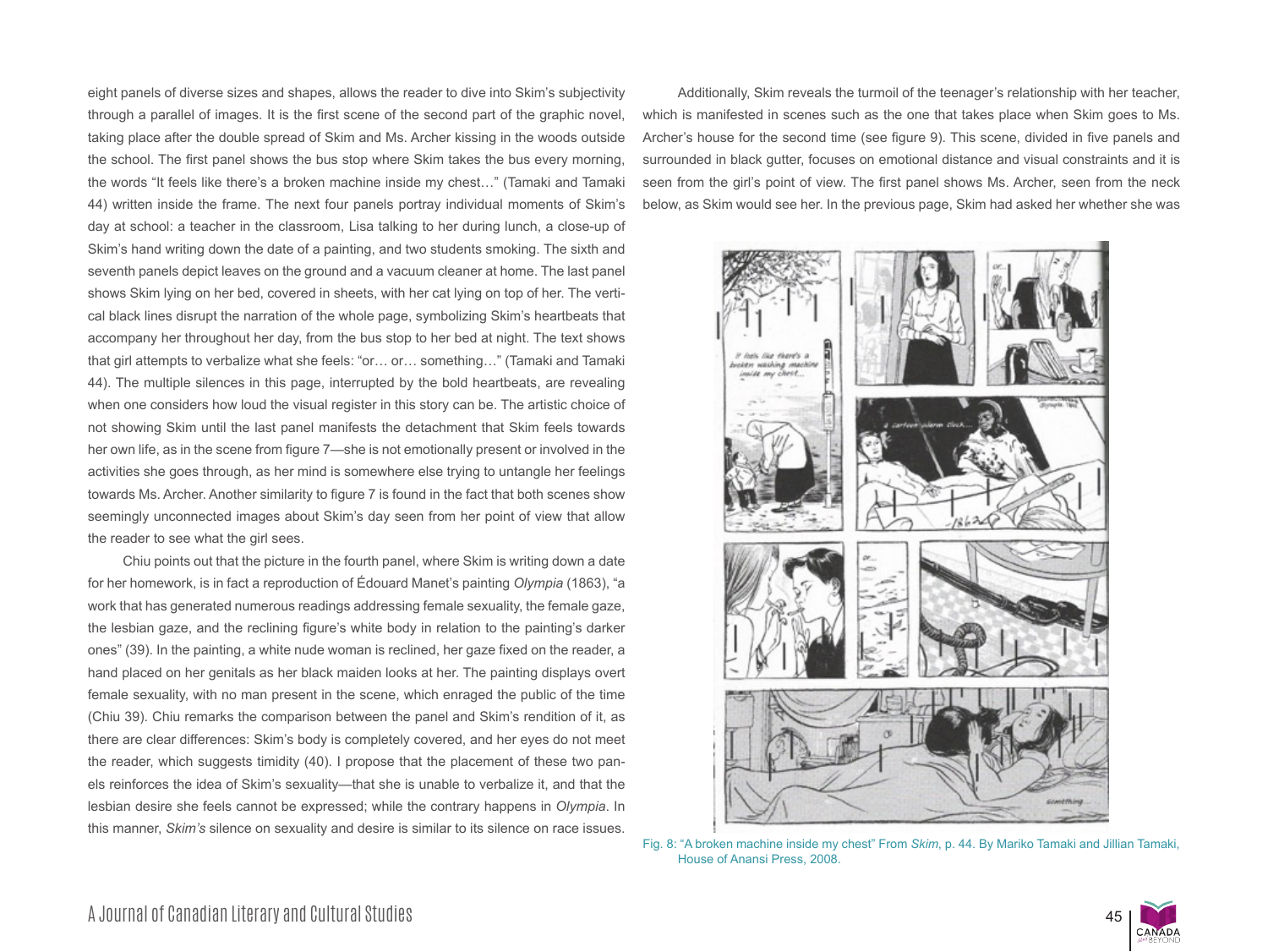eight panels of diverse sizes and shapes, allows the reader to dive into Skim's subjectivity through a parallel of images. It is the first scene of the second part of the graphic novel, taking place after the double spread of Skim and Ms. Archer kissing in the woods outside the school. The first panel shows the bus stop where Skim takes the bus every morning, the words "It feels like there's a broken machine inside my chest…" (Tamaki and Tamaki 44) written inside the frame. The next four panels portray individual moments of Skim's day at school: a teacher in the classroom, Lisa talking to her during lunch, a close-up of Skim's hand writing down the date of a painting, and two students smoking. The sixth and seventh panels depict leaves on the ground and a vacuum cleaner at home. The last panel shows Skim lying on her bed, covered in sheets, with her cat lying on top of her. The vertical black lines disrupt the narration of the whole page, symbolizing Skim's heartbeats that accompany her throughout her day, from the bus stop to her bed at night. The text shows that girl attempts to verbalize what she feels: "or… or… something…" (Tamaki and Tamaki 44). The multiple silences in this page, interrupted by the bold heartbeats, are revealing when one considers how loud the visual register in this story can be. The artistic choice of not showing Skim until the last panel manifests the detachment that Skim feels towards her own life, as in the scene from figure 7—she is not emotionally present or involved in the activities she goes through, as her mind is somewhere else trying to untangle her feelings towards Ms. Archer. Another similarity to figure 7 is found in the fact that both scenes show seemingly unconnected images about Skim's day seen from her point of view that allow the reader to see what the girl sees.

Chiu points out that the picture in the fourth panel, where Skim is writing down a date for her homework, is in fact a reproduction of Édouard Manet's painting *Olympia* (1863), "a work that has generated numerous readings addressing female sexuality, the female gaze, the lesbian gaze, and the reclining figure's white body in relation to the painting's darker ones" (39). In the painting, a white nude woman is reclined, her gaze fixed on the reader, a hand placed on her genitals as her black maiden looks at her. The painting displays overt female sexuality, with no man present in the scene, which enraged the public of the time (Chiu 39). Chiu remarks the comparison between the panel and Skim's rendition of it, as there are clear differences: Skim's body is completely covered, and her eyes do not meet the reader, which suggests timidity (40). I propose that the placement of these two panels reinforces the idea of Skim's sexuality—that she is unable to verbalize it, and that the lesbian desire she feels cannot be expressed; while the contrary happens in *Olympia*. In this manner, *Skim's* silence on sexuality and desire is similar to its silence on race issues.

Additionally, Skim reveals the turmoil of the teenager's relationship with her teacher, which is manifested in scenes such as the one that takes place when Skim goes to Ms. Archer's house for the second time (see figure 9). This scene, divided in five panels and surrounded in black gutter, focuses on emotional distance and visual constraints and it is seen from the girl's point of view. The first panel shows Ms. Archer, seen from the neck below, as Skim would see her. In the previous page, Skim had asked her whether she was

Fig. 8: "A broken machine inside my chest" From *Skim*, p. 44. By Mariko Tamaki and Jillian Tamaki, House of Anansi Press, 2008.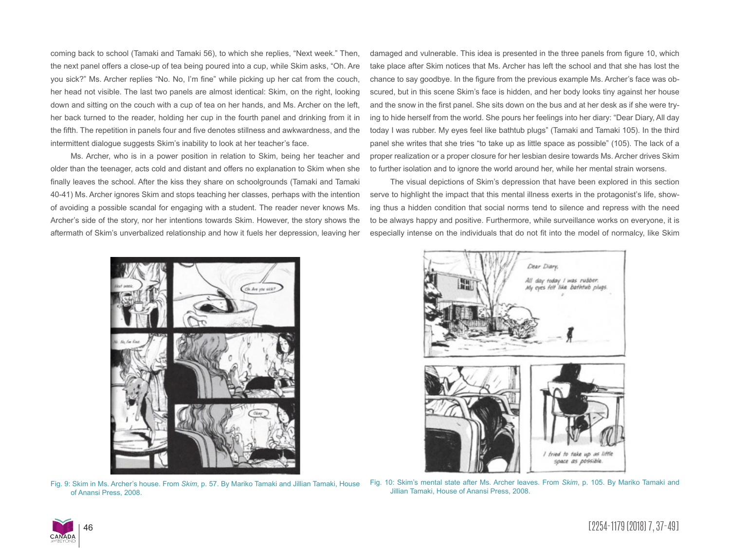coming back to school (Tamaki and Tamaki 56), to which she replies, "Next week." Then, the next panel offers a close-up of tea being poured into a cup, while Skim asks, "Oh. Are you sick?" Ms. Archer replies "No. No, I'm fine" while picking up her cat from the couch, her head not visible. The last two panels are almost identical: Skim, on the right, looking down and sitting on the couch with a cup of tea on her hands, and Ms. Archer on the left, her back turned to the reader, holding her cup in the fourth panel and drinking from it in the fifth. The repetition in panels four and five denotes stillness and awkwardness, and the intermittent dialogue suggests Skim's inability to look at her teacher's face.

Ms. Archer, who is in a power position in relation to Skim, being her teacher and older than the teenager, acts cold and distant and offers no explanation to Skim when she finally leaves the school. After the kiss they share on schoolgrounds (Tamaki and Tamaki 40-41) Ms. Archer ignores Skim and stops teaching her classes, perhaps with the intention of avoiding a possible scandal for engaging with a student. The reader never knows Ms. Archer's side of the story, nor her intentions towards Skim. However, the story shows the aftermath of Skim's unverbalized relationship and how it fuels her depression, leaving her damaged and vulnerable. This idea is presented in the three panels from figure 10, which take place after Skim notices that Ms. Archer has left the school and that she has lost the chance to say goodbye. In the figure from the previous example Ms. Archer's face was obscured, but in this scene Skim's face is hidden, and her body looks tiny against her house and the snow in the first panel. She sits down on the bus and at her desk as if she were trying to hide herself from the world. She pours her feelings into her diary: "Dear Diary, All day today I was rubber. My eyes feel like bathtub plugs" (Tamaki and Tamaki 105). In the third panel she writes that she tries "to take up as little space as possible" (105). The lack of a proper realization or a proper closure for her lesbian desire towards Ms. Archer drives Skim to further isolation and to ignore the world around her, while her mental strain worsens.

The visual depictions of Skim's depression that have been explored in this section serve to highlight the impact that this mental illness exerts in the protagonist's life, showing thus a hidden condition that social norms tend to silence and repress with the need to be always happy and positive. Furthermore, while surveillance works on everyone, it is especially intense on the individuals that do not fit into the model of normalcy, like Skim

Fig. 9: Skim in Ms. Archer's house. From *Skim*, p. 57. By Mariko Tamaki and Jillian Tamaki, House of Anansi Press, 2008.

Fig. 10: Skim's mental state after Ms. Archer leaves. From *Skim*, p. 105. By Mariko Tamaki and Jillian Tamaki, House of Anansi Press, 2008.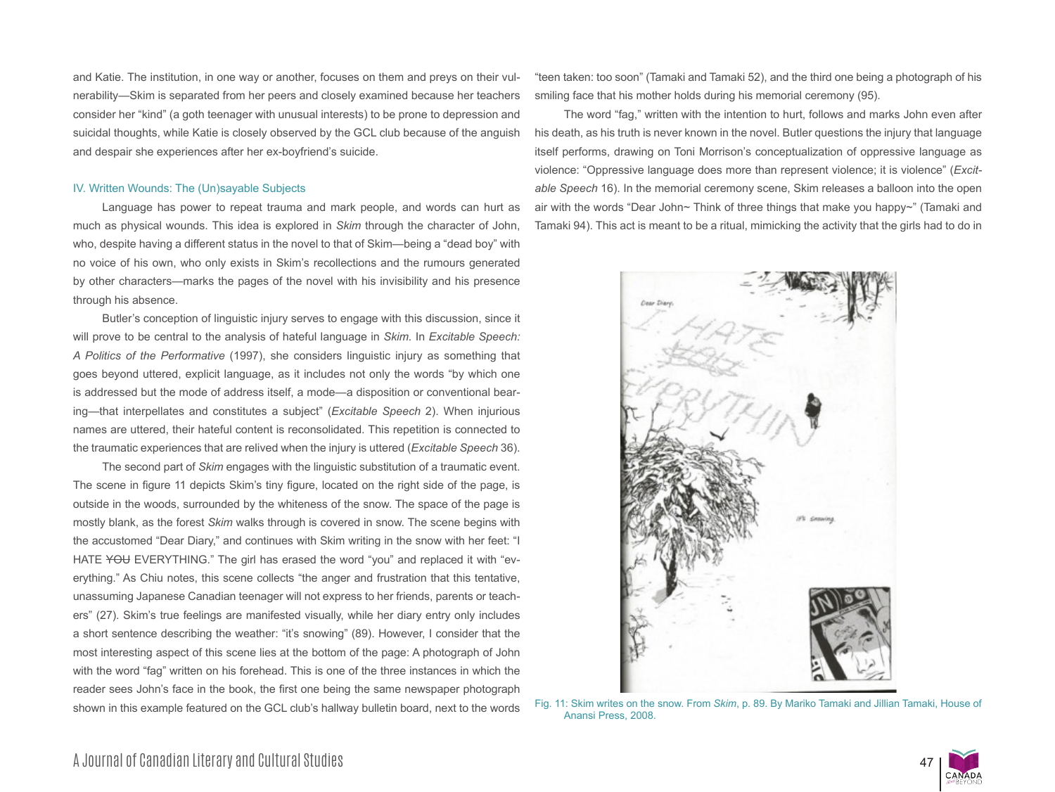and Katie. The institution, in one way or another, focuses on them and preys on their vulnerability—Skim is separated from her peers and closely examined because her teachers consider her "kind" (a goth teenager with unusual interests) to be prone to depression and suicidal thoughts, while Katie is closely observed by the GCL club because of the anguish and despair she experiences after her ex-boyfriend's suicide.

## IV. Written Wounds: The (Un)sayable Subjects

Language has power to repeat trauma and mark people, and words can hurt as much as physical wounds. This idea is explored in *Skim* through the character of John, who, despite having a different status in the novel to that of Skim—being a "dead boy" with no voice of his own, who only exists in Skim's recollections and the rumours generated by other characters—marks the pages of the novel with his invisibility and his presence through his absence.

Butler's conception of linguistic injury serves to engage with this discussion, since it will prove to be central to the analysis of hateful language in *Skim*. In *Excitable Speech: A Politics of the Performative* (1997), she considers linguistic injury as something that goes beyond uttered, explicit language, as it includes not only the words "by which one is addressed but the mode of address itself, a mode—a disposition or conventional bearing—that interpellates and constitutes a subject" (*Excitable Speech* 2). When injurious names are uttered, their hateful content is reconsolidated. This repetition is connected to the traumatic experiences that are relived when the injury is uttered (*Excitable Speech* 36).

The second part of *Skim* engages with the linguistic substitution of a traumatic event. The scene in figure 11 depicts Skim's tiny figure, located on the right side of the page, is outside in the woods, surrounded by the whiteness of the snow. The space of the page is mostly blank, as the forest *Skim* walks through is covered in snow. The scene begins with the accustomed "Dear Diary," and continues with Skim writing in the snow with her feet: "I HATE ~~YOU~~ EVERYTHING." The girl has erased the word "you" and replaced it with "everything." As Chiu notes, this scene collects "the anger and frustration that this tentative, unassuming Japanese Canadian teenager will not express to her friends, parents or teachers" (27). Skim's true feelings are manifested visually, while her diary entry only includes a short sentence describing the weather: "it's snowing" (89). However, I consider that the most interesting aspect of this scene lies at the bottom of the page: A photograph of John with the word "fag" written on his forehead. This is one of the three instances in which the reader sees John's face in the book, the first one being the same newspaper photograph shown in this example featured on the GCL club's hallway bulletin board, next to the words "teen taken: too soon" (Tamaki and Tamaki 52), and the third one being a photograph of his smiling face that his mother holds during his memorial ceremony (95).

The word "fag," written with the intention to hurt, follows and marks John even after his death, as his truth is never known in the novel. Butler questions the injury that language itself performs, drawing on Toni Morrison's conceptualization of oppressive language as violence: "Oppressive language does more than represent violence; it is violence" (*Excitable Speech* 16). In the memorial ceremony scene, Skim releases a balloon into the open air with the words "Dear John~ Think of three things that make you happy~" (Tamaki and Tamaki 94). This act is meant to be a ritual, mimicking the activity that the girls had to do in

Fig. 11: Skim writes on the snow. From *Skim*, p. 89. By Mariko Tamaki and Jillian Tamaki, House of Anansi Press, 2008.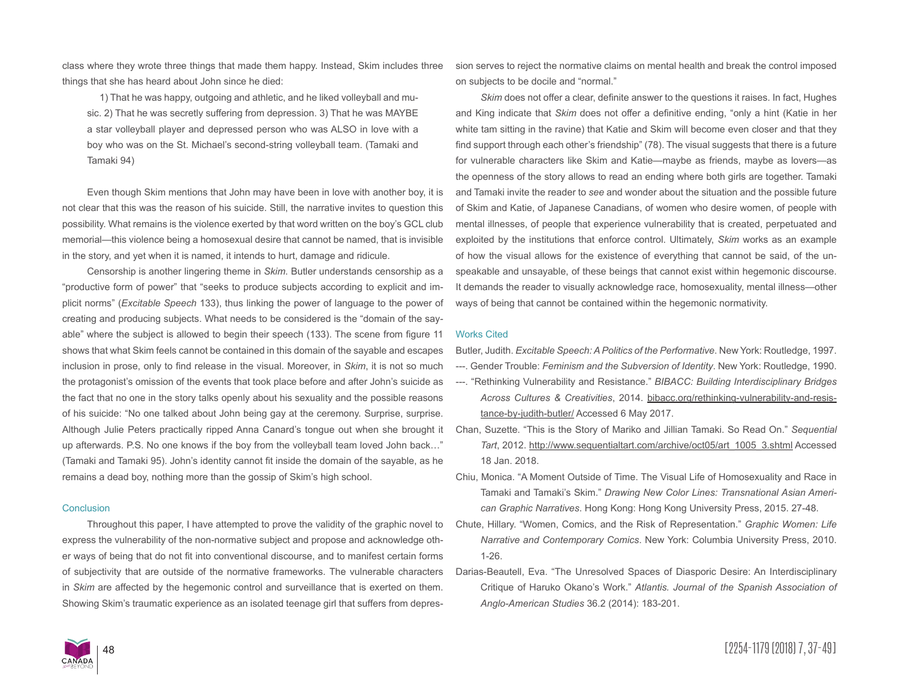class where they wrote three things that made them happy. Instead, Skim includes three things that she has heard about John since he died:

> 1) That he was happy, outgoing and athletic, and he liked volleyball and music. 2) That he was secretly suffering from depression. 3) That he was MAYBE a star volleyball player and depressed person who was ALSO in love with a boy who was on the St. Michael's second-string volleyball team. (Tamaki and Tamaki 94)

Even though Skim mentions that John may have been in love with another boy, it is not clear that this was the reason of his suicide. Still, the narrative invites to question this possibility. What remains is the violence exerted by that word written on the boy's GCL club memorial—this violence being a homosexual desire that cannot be named, that is invisible in the story, and yet when it is named, it intends to hurt, damage and ridicule.

Censorship is another lingering theme in *Skim*. Butler understands censorship as a "productive form of power" that "seeks to produce subjects according to explicit and implicit norms" (*Excitable Speech* 133), thus linking the power of language to the power of creating and producing subjects. What needs to be considered is the "domain of the sayable" where the subject is allowed to begin their speech (133). The scene from figure 11 shows that what Skim feels cannot be contained in this domain of the sayable and escapes inclusion in prose, only to find release in the visual. Moreover, in *Skim*, it is not so much the protagonist's omission of the events that took place before and after John's suicide as the fact that no one in the story talks openly about his sexuality and the possible reasons of his suicide: "No one talked about John being gay at the ceremony. Surprise, surprise. Although Julie Peters practically ripped Anna Canard's tongue out when she brought it up afterwards. P.S. No one knows if the boy from the volleyball team loved John back…" (Tamaki and Tamaki 95). John's identity cannot fit inside the domain of the sayable, as he remains a dead boy, nothing more than the gossip of Skim's high school.

## Conclusion

Throughout this paper, I have attempted to prove the validity of the graphic novel to express the vulnerability of the non-normative subject and propose and acknowledge other ways of being that do not fit into conventional discourse, and to manifest certain forms of subjectivity that are outside of the normative frameworks. The vulnerable characters in *Skim* are affected by the hegemonic control and surveillance that is exerted on them. Showing Skim's traumatic experience as an isolated teenage girl that suffers from depression serves to reject the normative claims on mental health and break the control imposed on subjects to be docile and "normal."

*Skim* does not offer a clear, definite answer to the questions it raises. In fact, Hughes and King indicate that *Skim* does not offer a definitive ending, "only a hint (Katie in her white tam sitting in the ravine) that Katie and Skim will become even closer and that they find support through each other's friendship" (78). The visual suggests that there is a future for vulnerable characters like Skim and Katie—maybe as friends, maybe as lovers—as the openness of the story allows to read an ending where both girls are together. Tamaki and Tamaki invite the reader to *see* and wonder about the situation and the possible future of Skim and Katie, of Japanese Canadians, of women who desire women, of people with mental illnesses, of people that experience vulnerability that is created, perpetuated and exploited by the institutions that enforce control. Ultimately, *Skim* works as an example of how the visual allows for the existence of everything that cannot be said, of the unspeakable and unsayable, of these beings that cannot exist within hegemonic discourse. It demands the reader to visually acknowledge race, homosexuality, mental illness—other ways of being that cannot be contained within the hegemonic normativity.

## Works Cited

Butler, Judith. *Excitable Speech: A Politics of the Performative*. New York: Routledge, 1997.

---. Gender Trouble: *Feminism and the Subversion of Identity*. New York: Routledge, 1990.

---. "Rethinking Vulnerability and Resistance." *BIBACC: Building Interdisciplinary Bridges Across Cultures & Creativities*, 2014. bibacc.org/rethinking-vulnerability-and-resistance-by-judith-butler/ Accessed 6 May 2017.

Chan, Suzette. "This is the Story of Mariko and Jillian Tamaki. So Read On." *Sequential Tart*, 2012. http://www.sequentialtart.com/archive/oct05/art_1005_3.shtml Accessed 18 Jan. 2018.

Chiu, Monica. "A Moment Outside of Time. The Visual Life of Homosexuality and Race in Tamaki and Tamaki's Skim." *Drawing New Color Lines: Transnational Asian American Graphic Narratives*. Hong Kong: Hong Kong University Press, 2015. 27-48.

Chute, Hillary. "Women, Comics, and the Risk of Representation." *Graphic Women: Life Narrative and Contemporary Comics*. New York: Columbia University Press, 2010. 1-26.

Darias-Beautell, Eva. "The Unresolved Spaces of Diasporic Desire: An Interdisciplinary Critique of Haruko Okano's Work." *Atlantis. Journal of the Spanish Association of Anglo-American Studies* 36.2 (2014): 183-201.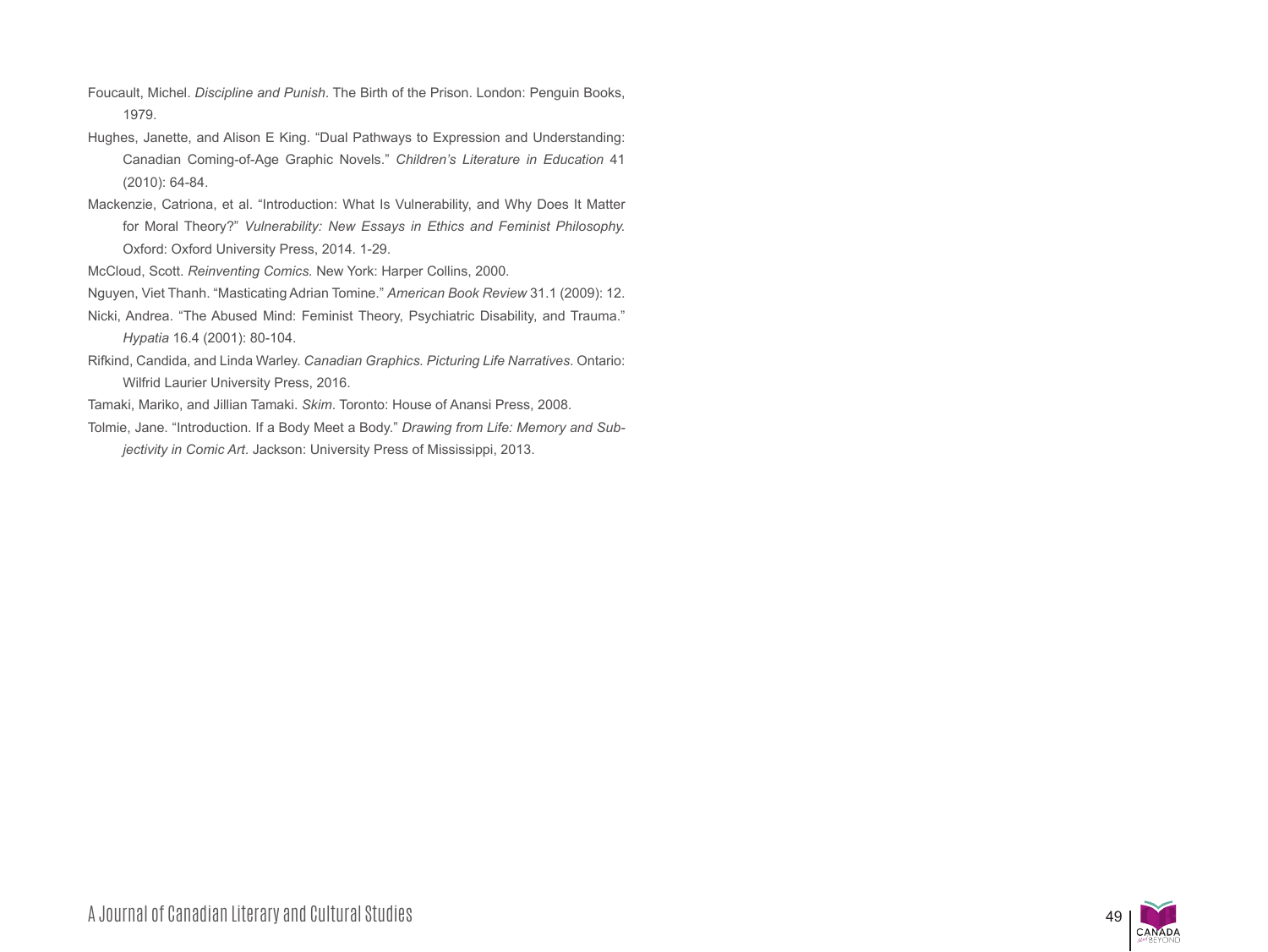Foucault, Michel. *Discipline and Punish*. The Birth of the Prison. London: Penguin Books, 1979.

Hughes, Janette, and Alison E King. "Dual Pathways to Expression and Understanding: Canadian Coming-of-Age Graphic Novels." *Children's Literature in Education* 41 (2010): 64-84.

Mackenzie, Catriona, et al. "Introduction: What Is Vulnerability, and Why Does It Matter for Moral Theory?" *Vulnerability: New Essays in Ethics and Feminist Philosophy.* Oxford: Oxford University Press, 2014. 1-29.

McCloud, Scott. *Reinventing Comics.* New York: Harper Collins, 2000.

Nguyen, Viet Thanh. "Masticating Adrian Tomine." *American Book Review* 31.1 (2009): 12.

Nicki, Andrea. "The Abused Mind: Feminist Theory, Psychiatric Disability, and Trauma." *Hypatia* 16.4 (2001): 80-104.

Rifkind, Candida, and Linda Warley. *Canadian Graphics. Picturing Life Narratives*. Ontario: Wilfrid Laurier University Press, 2016.

Tamaki, Mariko, and Jillian Tamaki. *Skim*. Toronto: House of Anansi Press, 2008.

Tolmie, Jane. "Introduction. If a Body Meet a Body." *Drawing from Life: Memory and Subjectivity in Comic Art*. Jackson: University Press of Mississippi, 2013.